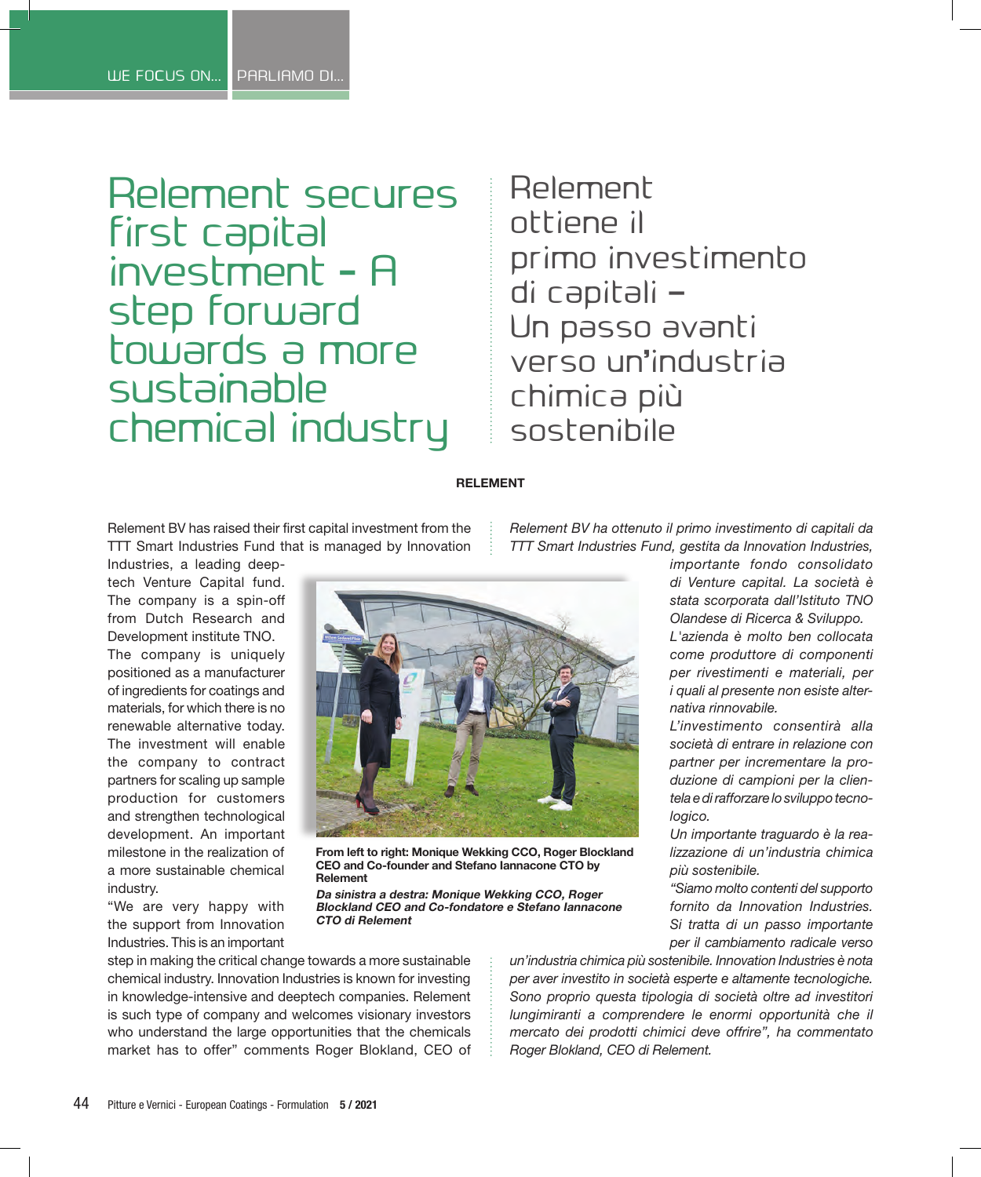WE FOCUS ON... | PARLIAMO DI...

# Relement secures first capital investment - A step forward towards a more sustainable chemical industry

# Relement ottiene il primo investimento di capitali – Un passo avanti verso un'industria chimica più sostenibile

**RELEMENT**

Relement BV has raised their first capital investment from the TTT Smart Industries Fund that is managed by Innovation Industries, a leading deep-tech Venture Capital fund. The company is a spin-off from Dutch Research and Development institute TNO.

The company is uniquely positioned as a manufacturer of ingredients for coatings and materials, for which there is no renewable alternative today. The investment will enable the company to contract partners for scaling up sample production for customers and strengthen technological development. An important milestone in the realization of a more sustainable chemical industry.

"We are very happy with the support from Innovation Industries. This is an important step in making the critical change towards a more sustainable chemical industry. Innovation Industries is known for investing in knowledge-intensive and deeptech companies. Relement is such type of company and welcomes visionary investors who understand the large opportunities that the chemicals market has to offer" comments Roger Blokland, CEO of

**From left to right: Monique Wekking CCO, Roger Blockland CEO and Co-founder and Stefano Iannacone CTO by Relement**

***Da sinistra a destra: Monique Wekking CCO, Roger Blockland CEO and Co-fondatore e Stefano Iannacone CTO di Relement***

*Relement BV ha ottenuto il primo investimento di capitali da TTT Smart Industries Fund, gestita da Innovation Industries, importante fondo consolidato di Venture capital. La società è stata scorporata dall'Istituto TNO Olandese di Ricerca & Sviluppo.*

*L'azienda è molto ben collocata come produttore di componenti per rivestimenti e materiali, per i quali al presente non esiste alternativa rinnovabile.*

*L'investimento consentirà alla società di entrare in relazione con partner per incrementare la produzione di campioni per la clientela e di rafforzare lo sviluppo tecnologico.*

*Un importante traguardo è la realizzazione di un'industria chimica più sostenibile.*

*"Siamo molto contenti del supporto fornito da Innovation Industries. Si tratta di un passo importante per il cambiamento radicale verso un'industria chimica più sostenibile. Innovation Industries è nota per aver investito in società esperte e altamente tecnologiche. Sono proprio questa tipologia di società oltre ad investitori lungimiranti a comprendere le enormi opportunità che il mercato dei prodotti chimici deve offrire", ha commentato Roger Blokland, CEO di Relement.*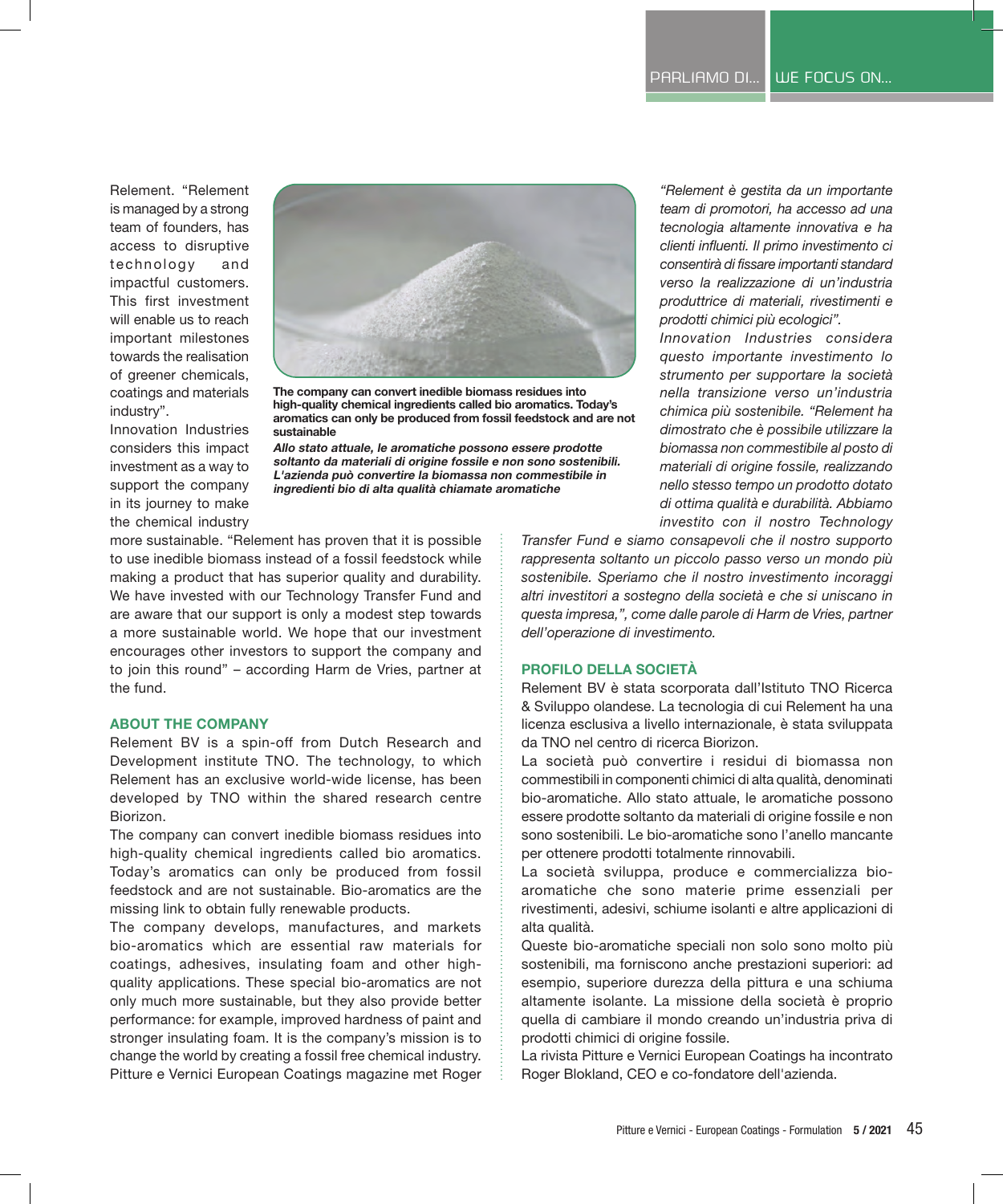Relement. "Relement is managed by a strong team of founders, has access to disruptive technology and impactful customers. This first investment will enable us to reach important milestones towards the realisation of greener chemicals, coatings and materials industry".

Innovation Industries considers this impact investment as a way to support the company in its journey to make the chemical industry more sustainable. "Relement has proven that it is possible to use inedible biomass instead of a fossil feedstock while making a product that has superior quality and durability. We have invested with our Technology Transfer Fund and are aware that our support is only a modest step towards a more sustainable world. We hope that our investment encourages other investors to support the company and to join this round" – according Harm de Vries, partner at the fund.

**The company can convert inedible biomass residues into high-quality chemical ingredients called bio aromatics. Today's aromatics can only be produced from fossil feedstock and are not sustainable**

***Allo stato attuale, le aromatiche possono essere prodotte soltanto da materiali di origine fossile e non sono sostenibili. L'azienda può convertire la biomassa non commestibile in ingredienti bio di alta qualità chiamate aromatiche***

## ABOUT THE COMPANY

Relement BV is a spin-off from Dutch Research and Development institute TNO. The technology, to which Relement has an exclusive world-wide license, has been developed by TNO within the shared research centre Biorizon.

The company can convert inedible biomass residues into high-quality chemical ingredients called bio aromatics. Today's aromatics can only be produced from fossil feedstock and are not sustainable. Bio-aromatics are the missing link to obtain fully renewable products.

The company develops, manufactures, and markets bio-aromatics which are essential raw materials for coatings, adhesives, insulating foam and other high-quality applications. These special bio-aromatics are not only much more sustainable, but they also provide better performance: for example, improved hardness of paint and stronger insulating foam. It is the company's mission is to change the world by creating a fossil free chemical industry.

Pitture e Vernici European Coatings magazine met Roger

*"Relement è gestita da un importante team di promotori, ha accesso ad una tecnologia altamente innovativa e ha clienti influenti. Il primo investimento ci consentirà di fissare importanti standard verso la realizzazione di un'industria produttrice di materiali, rivestimenti e prodotti chimici più ecologici".*

*Innovation Industries considera questo importante investimento lo strumento per supportare la società nella transizione verso un'industria chimica più sostenibile. "Relement ha dimostrato che è possibile utilizzare la biomassa non commestibile al posto di materiali di origine fossile, realizzando nello stesso tempo un prodotto dotato di ottima qualità e durabilità. Abbiamo investito con il nostro Technology Transfer Fund e siamo consapevoli che il nostro supporto rappresenta soltanto un piccolo passo verso un mondo più sostenibile. Speriamo che il nostro investimento incoraggi altri investitori a sostegno della società e che si uniscano in questa impresa,", come dalle parole di Harm de Vries, partner dell'operazione di investimento.*

## PROFILO DELLA SOCIETÀ

Relement BV è stata scorporata dall'Istituto TNO Ricerca & Sviluppo olandese. La tecnologia di cui Relement ha una licenza esclusiva a livello internazionale, è stata sviluppata da TNO nel centro di ricerca Biorizon.

La società può convertire i residui di biomassa non commestibili in componenti chimici di alta qualità, denominati bio-aromatiche. Allo stato attuale, le aromatiche possono essere prodotte soltanto da materiali di origine fossile e non sono sostenibili. Le bio-aromatiche sono l'anello mancante per ottenere prodotti totalmente rinnovabili.

La società sviluppa, produce e commercializza bio-aromatiche che sono materie prime essenziali per rivestimenti, adesivi, schiume isolanti e altre applicazioni di alta qualità.

Queste bio-aromatiche speciali non solo sono molto più sostenibili, ma forniscono anche prestazioni superiori: ad esempio, superiore durezza della pittura e una schiuma altamente isolante. La missione della società è proprio quella di cambiare il mondo creando un'industria priva di prodotti chimici di origine fossile.

La rivista Pitture e Vernici European Coatings ha incontrato Roger Blokland, CEO e co-fondatore dell'azienda.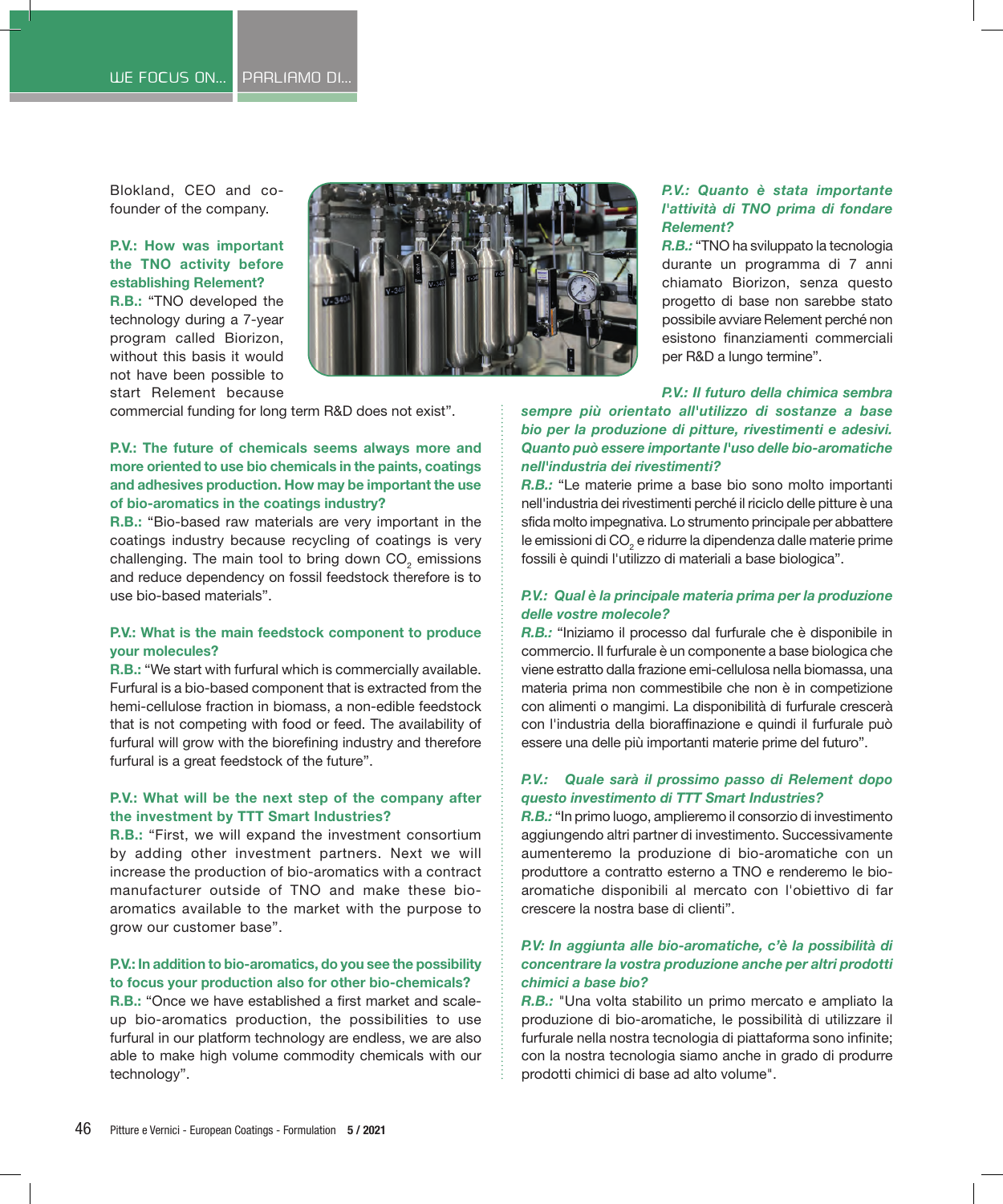Blokland, CEO and co-founder of the company.

**P.V.: How was important the TNO activity before establishing Relement?**
**R.B.:** "TNO developed the technology during a 7-year program called Biorizon, without this basis it would not have been possible to start Relement because commercial funding for long term R&D does not exist".

**P.V.: The future of chemicals seems always more and more oriented to use bio chemicals in the paints, coatings and adhesives production. How may be important the use of bio-aromatics in the coatings industry?**
**R.B.:** "Bio-based raw materials are very important in the coatings industry because recycling of coatings is very challenging. The main tool to bring down $CO_2$ emissions and reduce dependency on fossil feedstock therefore is to use bio-based materials".

**P.V.: What is the main feedstock component to produce your molecules?**
**R.B.:** "We start with furfural which is commercially available. Furfural is a bio-based component that is extracted from the hemi-cellulose fraction in biomass, a non-edible feedstock that is not competing with food or feed. The availability of furfural will grow with the biorefining industry and therefore furfural is a great feedstock of the future".

**P.V.: What will be the next step of the company after the investment by TTT Smart Industries?**
**R.B.:** "First, we will expand the investment consortium by adding other investment partners. Next we will increase the production of bio-aromatics with a contract manufacturer outside of TNO and make these bio-aromatics available to the market with the purpose to grow our customer base".

**P.V.: In addition to bio-aromatics, do you see the possibility to focus your production also for other bio-chemicals?**
**R.B.:** "Once we have established a first market and scale-up bio-aromatics production, the possibilities to use furfural in our platform technology are endless, we are also able to make high volume commodity chemicals with our technology".

***P.V.: Quanto è stata importante l'attività di TNO prima di fondare Relement?***
***R.B.:*** "TNO ha sviluppato la tecnologia durante un programma di 7 anni chiamato Biorizon, senza questo progetto di base non sarebbe stato possibile avviare Relement perché non esistono finanziamenti commerciali per R&D a lungo termine".

***P.V.: Il futuro della chimica sembra sempre più orientato all'utilizzo di sostanze a base bio per la produzione di pitture, rivestimenti e adesivi. Quanto può essere importante l'uso delle bio-aromatiche nell'industria dei rivestimenti?***
***R.B.:*** "Le materie prime a base bio sono molto importanti nell'industria dei rivestimenti perché il riciclo delle pitture è una sfida molto impegnativa. Lo strumento principale per abbattere le emissioni di $CO_2$ e ridurre la dipendenza dalle materie prime fossili è quindi l'utilizzo di materiali a base biologica".

***P.V.: Qual è la principale materia prima per la produzione delle vostre molecole?***
***R.B.:*** "Iniziamo il processo dal furfurale che è disponibile in commercio. Il furfurale è un componente a base biologica che viene estratto dalla frazione emi-cellulosa nella biomassa, una materia prima non commestibile che non è in competizione con alimenti o mangimi. La disponibilità di furfurale crescerà con l'industria della bioraffinazione e quindi il furfurale può essere una delle più importanti materie prime del futuro".

***P.V.: Quale sarà il prossimo passo di Relement dopo questo investimento di TTT Smart Industries?***
***R.B.:*** "In primo luogo, amplieremo il consorzio di investimento aggiungendo altri partner di investimento. Successivamente aumenteremo la produzione di bio-aromatiche con un produttore a contratto esterno a TNO e renderemo le bio-aromatiche disponibili al mercato con l'obiettivo di far crescere la nostra base di clienti".

***P.V: In aggiunta alle bio-aromatiche, c'è la possibilità di concentrare la vostra produzione anche per altri prodotti chimici a base bio?***
***R.B.:*** "Una volta stabilito un primo mercato e ampliato la produzione di bio-aromatiche, le possibilità di utilizzare il furfurale nella nostra tecnologia di piattaforma sono infinite; con la nostra tecnologia siamo anche in grado di produrre prodotti chimici di base ad alto volume".